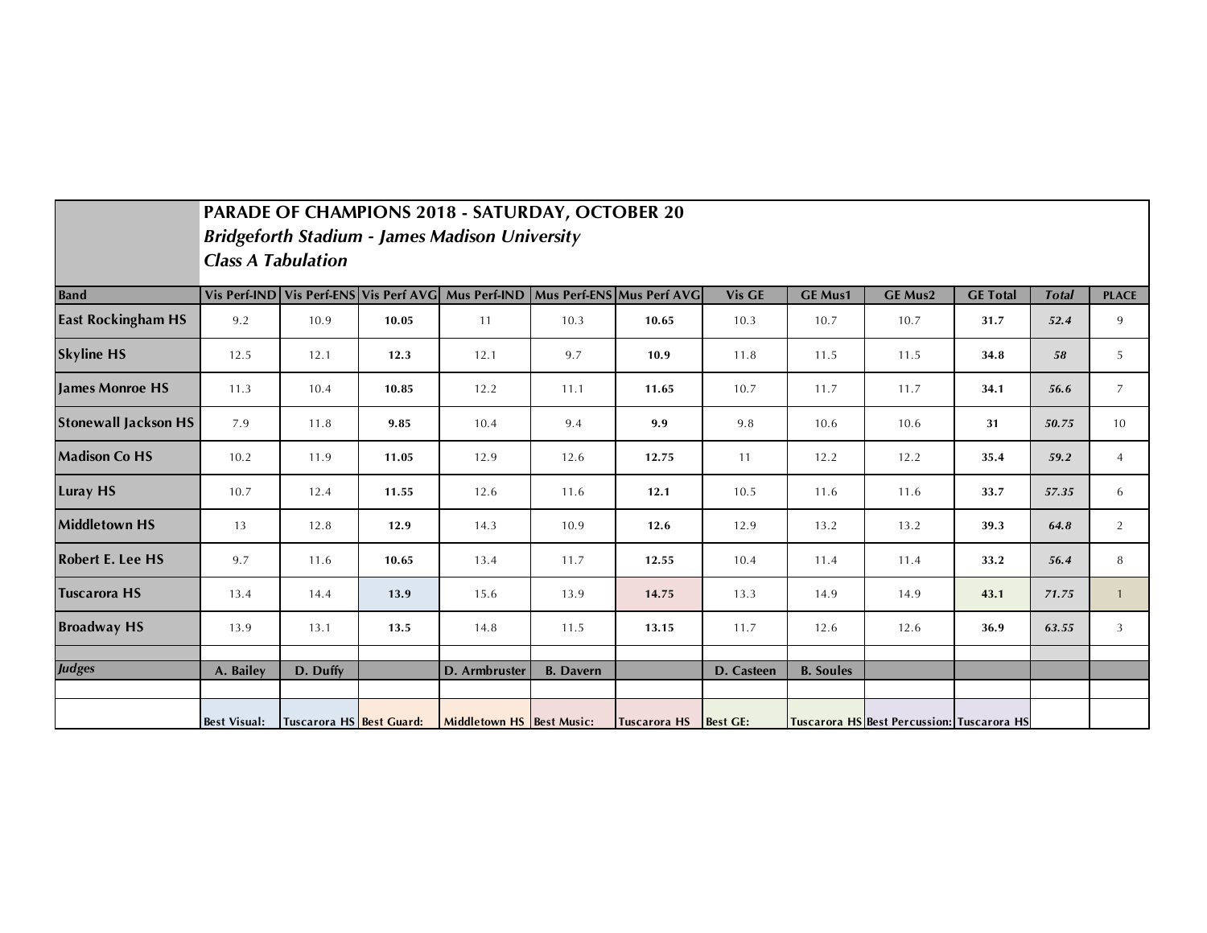## PARADE OF CHAMPIONS 2018 - SATURDAY, OCTOBER 20

***Bridgeforth Stadium - James Madison University***

***Class A Tabulation***

| Band | Vis Perf-IND | Vis Perf-ENS | Vis Perf AVG | Mus Perf-IND | Mus Perf-ENS | Mus Perf AVG | Vis GE | GE Mus1 | GE Mus2 | GE Total | *Total* | PLACE |
|---|---|---|---|---|---|---|---|---|---|---|---|---|
| **East Rockingham HS** | 9.2 | 10.9 | **10.05** | 11 | 10.3 | **10.65** | 10.3 | 10.7 | 10.7 | **31.7** | ***52.4*** | 9 |
| **Skyline HS** | 12.5 | 12.1 | **12.3** | 12.1 | 9.7 | **10.9** | 11.8 | 11.5 | 11.5 | **34.8** | ***58*** | 5 |
| **James Monroe HS** | 11.3 | 10.4 | **10.85** | 12.2 | 11.1 | **11.65** | 10.7 | 11.7 | 11.7 | **34.1** | ***56.6*** | 7 |
| **Stonewall Jackson HS** | 7.9 | 11.8 | **9.85** | 10.4 | 9.4 | **9.9** | 9.8 | 10.6 | 10.6 | **31** | ***50.75*** | 10 |
| **Madison Co HS** | 10.2 | 11.9 | **11.05** | 12.9 | 12.6 | **12.75** | 11 | 12.2 | 12.2 | **35.4** | ***59.2*** | 4 |
| **Luray HS** | 10.7 | 12.4 | **11.55** | 12.6 | 11.6 | **12.1** | 10.5 | 11.6 | 11.6 | **33.7** | ***57.35*** | 6 |
| **Middletown HS** | 13 | 12.8 | **12.9** | 14.3 | 10.9 | **12.6** | 12.9 | 13.2 | 13.2 | **39.3** | ***64.8*** | 2 |
| **Robert E. Lee HS** | 9.7 | 11.6 | **10.65** | 13.4 | 11.7 | **12.55** | 10.4 | 11.4 | 11.4 | **33.2** | ***56.4*** | 8 |
| **Tuscarora HS** | 13.4 | 14.4 | **13.9** | 15.6 | 13.9 | **14.75** | 13.3 | 14.9 | 14.9 | **43.1** | ***71.75*** | 1 |
| **Broadway HS** | 13.9 | 13.1 | **13.5** | 14.8 | 11.5 | **13.15** | 11.7 | 12.6 | 12.6 | **36.9** | ***63.55*** | 3 |
| | | | | | | | | | | | | |
| ***Judges*** | **A. Bailey** | **D. Duffy** | | **D. Armbruster** | **B. Davern** | | **D. Casteen** | **B. Soules** | | | | |
| | | | | | | | | | | | | |
| | **Best Visual:** | **Tuscarora HS** | **Best Guard:** | **Middletown HS** | **Best Music:** | **Tuscarora HS** | **Best GE:** | **Tuscarora HS** | **Best Percussion:** | **Tuscarora HS** | | |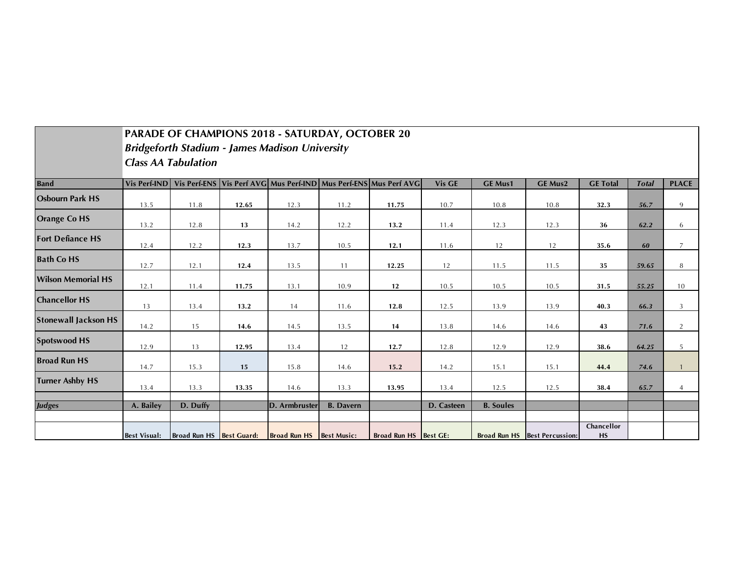**PARADE OF CHAMPIONS 2018 - SATURDAY, OCTOBER 20**

***Bridgeforth Stadium - James Madison University***

***Class AA Tabulation***

| Band | Vis Perf-IND | Vis Perf-ENS | Vis Perf AVG | Mus Perf-IND | Mus Perf-ENS | Mus Perf AVG | Vis GE | GE Mus1 | GE Mus2 | GE Total | *Total* | PLACE |
|---|---|---|---|---|---|---|---|---|---|---|---|---|
| Osbourn Park HS | 13.5 | 11.8 | **12.65** | 12.3 | 11.2 | **11.75** | 10.7 | 10.8 | 10.8 | **32.3** | ***56.7*** | 9 |
| Orange Co HS | 13.2 | 12.8 | **13** | 14.2 | 12.2 | **13.2** | 11.4 | 12.3 | 12.3 | **36** | ***62.2*** | 6 |
| Fort Defiance HS | 12.4 | 12.2 | **12.3** | 13.7 | 10.5 | **12.1** | 11.6 | 12 | 12 | **35.6** | ***60*** | 7 |
| Bath Co HS | 12.7 | 12.1 | **12.4** | 13.5 | 11 | **12.25** | 12 | 11.5 | 11.5 | **35** | ***59.65*** | 8 |
| Wilson Memorial HS | 12.1 | 11.4 | **11.75** | 13.1 | 10.9 | **12** | 10.5 | 10.5 | 10.5 | **31.5** | ***55.25*** | 10 |
| Chancellor HS | 13 | 13.4 | **13.2** | 14 | 11.6 | **12.8** | 12.5 | 13.9 | 13.9 | **40.3** | ***66.3*** | 3 |
| Stonewall Jackson HS | 14.2 | 15 | **14.6** | 14.5 | 13.5 | **14** | 13.8 | 14.6 | 14.6 | **43** | ***71.6*** | 2 |
| Spotswood HS | 12.9 | 13 | **12.95** | 13.4 | 12 | **12.7** | 12.8 | 12.9 | 12.9 | **38.6** | ***64.25*** | 5 |
| Broad Run HS | 14.7 | 15.3 | **15** | 15.8 | 14.6 | **15.2** | 14.2 | 15.1 | 15.1 | **44.4** | ***74.6*** | 1 |
| Turner Ashby HS | 13.4 | 13.3 | **13.35** | 14.6 | 13.3 | **13.95** | 13.4 | 12.5 | 12.5 | **38.4** | ***65.7*** | 4 |
| | | | | | | | | | | | | |
| ***Judges*** | A. Bailey | D. Duffy | | D. Armbruster | B. Davern | | D. Casteen | B. Soules | | | | |
| | | | | | | | | | | | | |
| | **Best Visual:** | **Broad Run HS** | **Best Guard:** | **Broad Run HS** | **Best Music:** | **Broad Run HS** | **Best GE:** | **Broad Run HS** | **Best Percussion:** | **Chancellor HS** | | |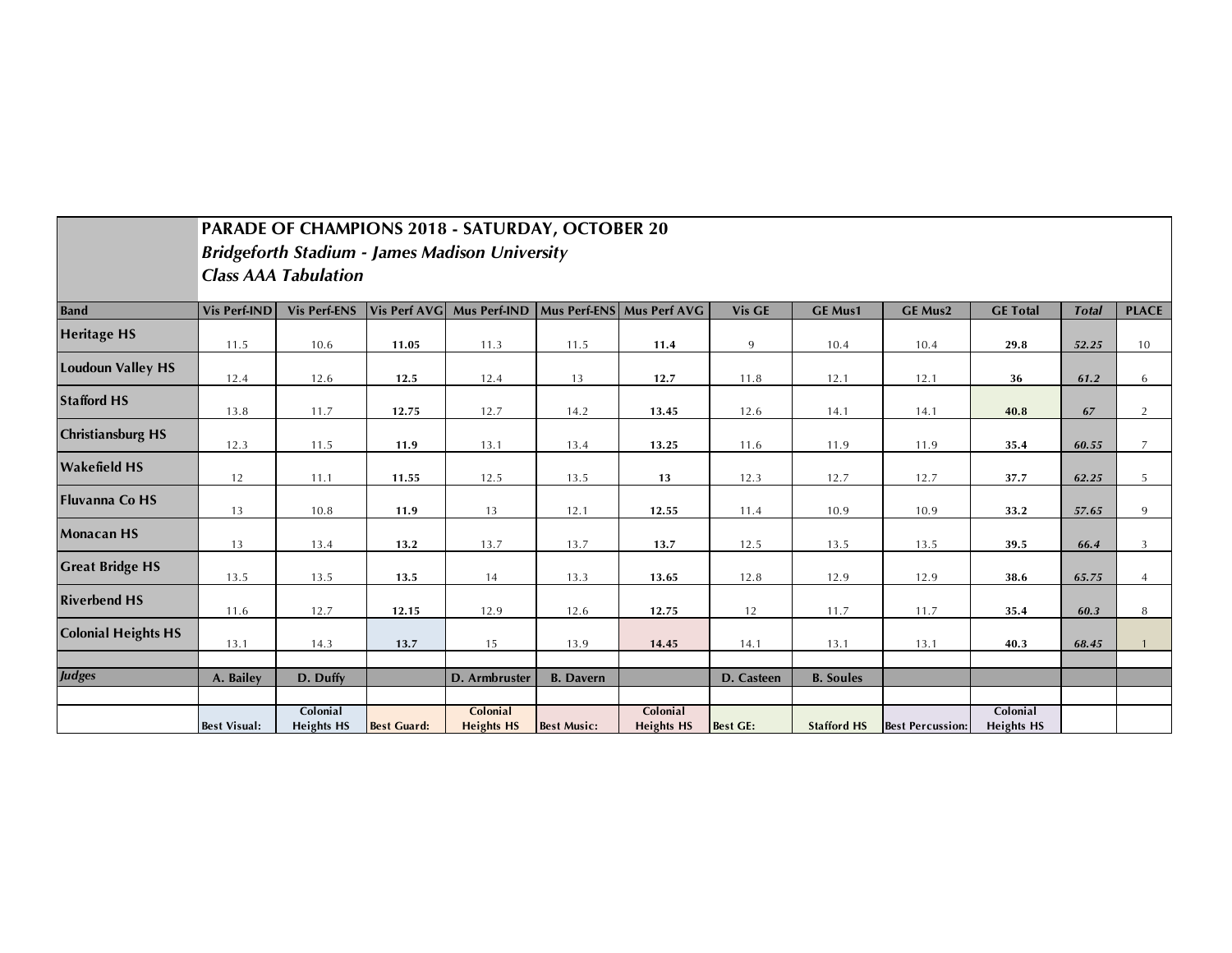| | PARADE OF CHAMPIONS 2018 - SATURDAY, OCTOBER 20<br>*Bridgeforth Stadium - James Madison University*<br>*Class AAA Tabulation* | | | | | | | | | | | |
|---|---|---|---|---|---|---|---|---|---|---|---|---|
| **Band** | **Vis Perf-IND** | **Vis Perf-ENS** | **Vis Perf AVG** | **Mus Perf-IND** | **Mus Perf-ENS** | **Mus Perf AVG** | **Vis GE** | **GE Mus1** | **GE Mus2** | **GE Total** | ***Total*** | **PLACE** |
| **Heritage HS** | 11.5 | 10.6 | **11.05** | 11.3 | 11.5 | **11.4** | 9 | 10.4 | 10.4 | **29.8** | ***52.25*** | 10 |
| **Loudoun Valley HS** | 12.4 | 12.6 | **12.5** | 12.4 | 13 | **12.7** | 11.8 | 12.1 | 12.1 | **36** | ***61.2*** | 6 |
| **Stafford HS** | 13.8 | 11.7 | **12.75** | 12.7 | 14.2 | **13.45** | 12.6 | 14.1 | 14.1 | **40.8** | ***67*** | 2 |
| **Christiansburg HS** | 12.3 | 11.5 | **11.9** | 13.1 | 13.4 | **13.25** | 11.6 | 11.9 | 11.9 | **35.4** | ***60.55*** | 7 |
| **Wakefield HS** | 12 | 11.1 | **11.55** | 12.5 | 13.5 | **13** | 12.3 | 12.7 | 12.7 | **37.7** | ***62.25*** | 5 |
| **Fluvanna Co HS** | 13 | 10.8 | **11.9** | 13 | 12.1 | **12.55** | 11.4 | 10.9 | 10.9 | **33.2** | ***57.65*** | 9 |
| **Monacan HS** | 13 | 13.4 | **13.2** | 13.7 | 13.7 | **13.7** | 12.5 | 13.5 | 13.5 | **39.5** | ***66.4*** | 3 |
| **Great Bridge HS** | 13.5 | 13.5 | **13.5** | 14 | 13.3 | **13.65** | 12.8 | 12.9 | 12.9 | **38.6** | ***65.75*** | 4 |
| **Riverbend HS** | 11.6 | 12.7 | **12.15** | 12.9 | 12.6 | **12.75** | 12 | 11.7 | 11.7 | **35.4** | ***60.3*** | 8 |
| **Colonial Heights HS** | 13.1 | 14.3 | **13.7** | 15 | 13.9 | **14.45** | 14.1 | 13.1 | 13.1 | **40.3** | ***68.45*** | 1 |
| | | | | | | | | | | | | |
| ***Judges*** | **A. Bailey** | **D. Duffy** | | **D. Armbruster** | **B. Davern** | | **D. Casteen** | **B. Soules** | | | | |
| | | | | | | | | | | | | |
| | **Best Visual:** | **Colonial Heights HS** | **Best Guard:** | **Colonial Heights HS** | **Best Music:** | **Colonial Heights HS** | **Best GE:** | **Stafford HS** | **Best Percussion:** | **Colonial Heights HS** | | |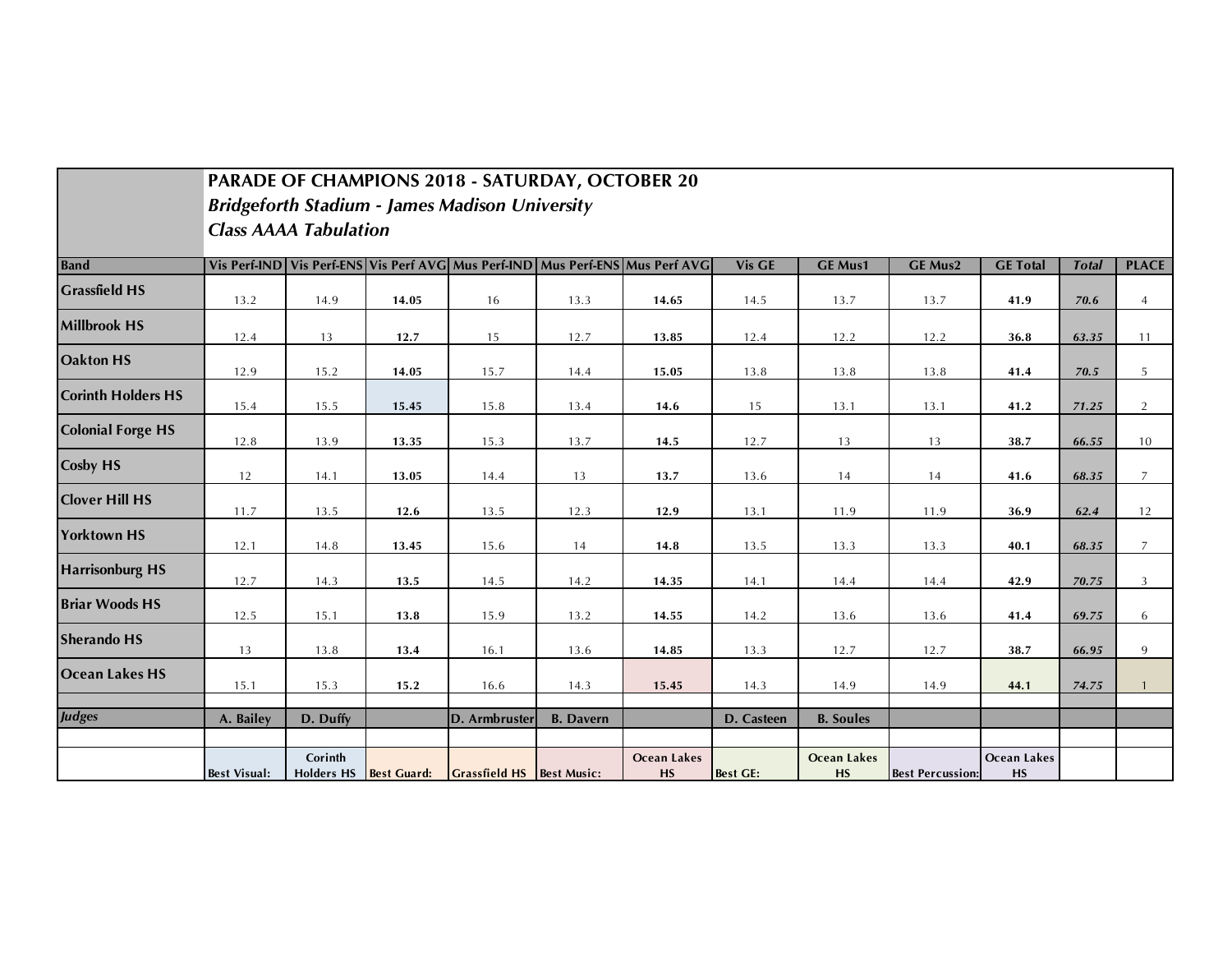**PARADE OF CHAMPIONS 2018 - SATURDAY, OCTOBER 20**

***Bridgeforth Stadium - James Madison University***

***Class AAAA Tabulation***

| Band | Vis Perf-IND | Vis Perf-ENS | Vis Perf AVG | Mus Perf-IND | Mus Perf-ENS | Mus Perf AVG | Vis GE | GE Mus1 | GE Mus2 | GE Total | *Total* | PLACE |
|---|---|---|---|---|---|---|---|---|---|---|---|---|
| Grassfield HS | 13.2 | 14.9 | **14.05** | 16 | 13.3 | **14.65** | 14.5 | 13.7 | 13.7 | **41.9** | ***70.6*** | 4 |
| Millbrook HS | 12.4 | 13 | **12.7** | 15 | 12.7 | **13.85** | 12.4 | 12.2 | 12.2 | **36.8** | ***63.35*** | 11 |
| Oakton HS | 12.9 | 15.2 | **14.05** | 15.7 | 14.4 | **15.05** | 13.8 | 13.8 | 13.8 | **41.4** | ***70.5*** | 5 |
| Corinth Holders HS | 15.4 | 15.5 | **15.45** | 15.8 | 13.4 | **14.6** | 15 | 13.1 | 13.1 | **41.2** | ***71.25*** | 2 |
| Colonial Forge HS | 12.8 | 13.9 | **13.35** | 15.3 | 13.7 | **14.5** | 12.7 | 13 | 13 | **38.7** | ***66.55*** | 10 |
| Cosby HS | 12 | 14.1 | **13.05** | 14.4 | 13 | **13.7** | 13.6 | 14 | 14 | **41.6** | ***68.35*** | 7 |
| Clover Hill HS | 11.7 | 13.5 | **12.6** | 13.5 | 12.3 | **12.9** | 13.1 | 11.9 | 11.9 | **36.9** | ***62.4*** | 12 |
| Yorktown HS | 12.1 | 14.8 | **13.45** | 15.6 | 14 | **14.8** | 13.5 | 13.3 | 13.3 | **40.1** | ***68.35*** | 7 |
| Harrisonburg HS | 12.7 | 14.3 | **13.5** | 14.5 | 14.2 | **14.35** | 14.1 | 14.4 | 14.4 | **42.9** | ***70.75*** | 3 |
| Briar Woods HS | 12.5 | 15.1 | **13.8** | 15.9 | 13.2 | **14.55** | 14.2 | 13.6 | 13.6 | **41.4** | ***69.75*** | 6 |
| Sherando HS | 13 | 13.8 | **13.4** | 16.1 | 13.6 | **14.85** | 13.3 | 12.7 | 12.7 | **38.7** | ***66.95*** | 9 |
| Ocean Lakes HS | 15.1 | 15.3 | **15.2** | 16.6 | 14.3 | **15.45** | 14.3 | 14.9 | 14.9 | **44.1** | ***74.75*** | 1 |
| | | | | | | | | | | | | |
| ***Judges*** | A. Bailey | D. Duffy | | D. Armbruster | B. Davern | | D. Casteen | B. Soules | | | | |
| | | | | | | | | | | | | |
| | Best Visual: | Corinth Holders HS | Best Guard: | Grassfield HS | Best Music: | Ocean Lakes HS | Best GE: | Ocean Lakes HS | Best Percussion: | Ocean Lakes HS | | |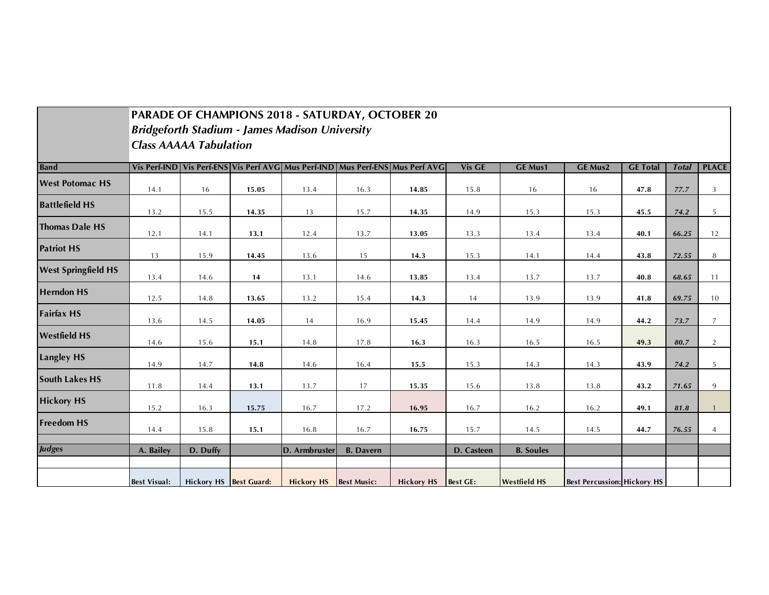**PARADE OF CHAMPIONS 2018 - SATURDAY, OCTOBER 20**

***Bridgeforth Stadium - James Madison University***

***Class AAAAA Tabulation***

| Band | Vis Perf-IND | Vis Perf-ENS | Vis Perf AVG | Mus Perf-IND | Mus Perf-ENS | Mus Perf AVG | Vis GE | GE Mus1 | GE Mus2 | GE Total | *Total* | PLACE |
|---|---|---|---|---|---|---|---|---|---|---|---|---|
| **West Potomac HS** | 14.1 | 16 | **15.05** | 13.4 | 16.3 | **14.85** | 15.8 | 16 | 16 | **47.8** | ***77.7*** | 3 |
| **Battlefield HS** | 13.2 | 15.5 | **14.35** | 13 | 15.7 | **14.35** | 14.9 | 15.3 | 15.3 | **45.5** | ***74.2*** | 5 |
| **Thomas Dale HS** | 12.1 | 14.1 | **13.1** | 12.4 | 13.7 | **13.05** | 13.3 | 13.4 | 13.4 | **40.1** | ***66.25*** | 12 |
| **Patriot HS** | 13 | 15.9 | **14.45** | 13.6 | 15 | **14.3** | 15.3 | 14.1 | 14.4 | **43.8** | ***72.55*** | 8 |
| **West Springfield HS** | 13.4 | 14.6 | **14** | 13.1 | 14.6 | **13.85** | 13.4 | 13.7 | 13.7 | **40.8** | ***68.65*** | 11 |
| **Herndon HS** | 12.5 | 14.8 | **13.65** | 13.2 | 15.4 | **14.3** | 14 | 13.9 | 13.9 | **41.8** | ***69.75*** | 10 |
| **Fairfax HS** | 13.6 | 14.5 | **14.05** | 14 | 16.9 | **15.45** | 14.4 | 14.9 | 14.9 | **44.2** | ***73.7*** | 7 |
| **Westfield HS** | 14.6 | 15.6 | **15.1** | 14.8 | 17.8 | **16.3** | 16.3 | 16.5 | 16.5 | **49.3** | ***80.7*** | 2 |
| **Langley HS** | 14.9 | 14.7 | **14.8** | 14.6 | 16.4 | **15.5** | 15.3 | 14.3 | 14.3 | **43.9** | ***74.2*** | 5 |
| **South Lakes HS** | 11.8 | 14.4 | **13.1** | 13.7 | 17 | **15.35** | 15.6 | 13.8 | 13.8 | **43.2** | ***71.65*** | 9 |
| **Hickory HS** | 15.2 | 16.3 | **15.75** | 16.7 | 17.2 | **16.95** | 16.7 | 16.2 | 16.2 | **49.1** | ***81.8*** | 1 |
| **Freedom HS** | 14.4 | 15.8 | **15.1** | 16.8 | 16.7 | **16.75** | 15.7 | 14.5 | 14.5 | **44.7** | ***76.55*** | 4 |
| | | | | | | | | | | | | |
| ***Judges*** | **A. Bailey** | **D. Duffy** | | **D. Armbruster** | **B. Davern** | | **D. Casteen** | **B. Soules** | | | | |
| | | | | | | | | | | | | |
| | **Best Visual:** | **Hickory HS** | **Best Guard:** | **Hickory HS** | **Best Music:** | **Hickory HS** | **Best GE:** | **Westfield HS** | **Best Percussion:** | **Hickory HS** | | |